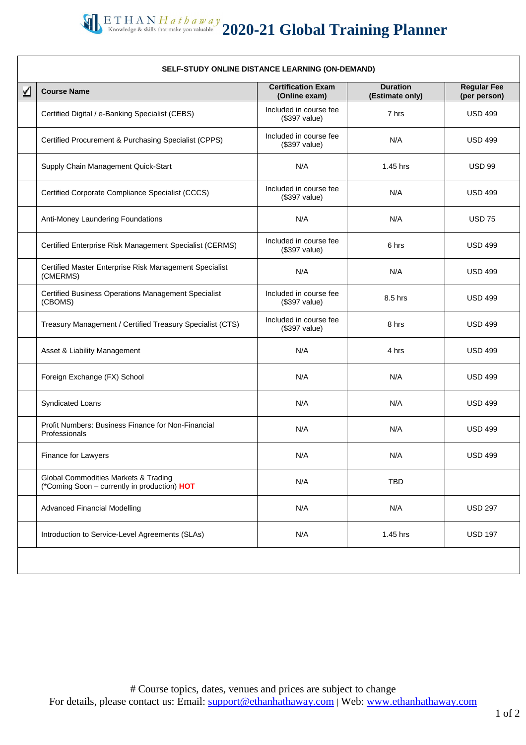# ETHAN Hathaway 2020-21 Global Training Planner

Knowledge & skills that make you valuable

| SELF-STUDY ONLINE DISTANCE LEARNING (ON-DEMAND) | | | | |
|---|---|---|---|---|
| ☑ | **Course Name** | **Certification Exam (Online exam)** | **Duration (Estimate only)** | **Regular Fee (per person)** |
| | Certified Digital / e-Banking Specialist (CEBS) | Included in course fee ($397 value) | 7 hrs | USD 499 |
| | Certified Procurement & Purchasing Specialist (CPPS) | Included in course fee ($397 value) | N/A | USD 499 |
| | Supply Chain Management Quick-Start | N/A | 1.45 hrs | USD 99 |
| | Certified Corporate Compliance Specialist (CCCS) | Included in course fee ($397 value) | N/A | USD 499 |
| | Anti-Money Laundering Foundations | N/A | N/A | USD 75 |
| | Certified Enterprise Risk Management Specialist (CERMS) | Included in course fee ($397 value) | 6 hrs | USD 499 |
| | Certified Master Enterprise Risk Management Specialist (CMERMS) | N/A | N/A | USD 499 |
| | Certified Business Operations Management Specialist (CBOMS) | Included in course fee ($397 value) | 8.5 hrs | USD 499 |
| | Treasury Management / Certified Treasury Specialist (CTS) | Included in course fee ($397 value) | 8 hrs | USD 499 |
| | Asset & Liability Management | N/A | 4 hrs | USD 499 |
| | Foreign Exchange (FX) School | N/A | N/A | USD 499 |
| | Syndicated Loans | N/A | N/A | USD 499 |
| | Profit Numbers: Business Finance for Non-Financial Professionals | N/A | N/A | USD 499 |
| | Finance for Lawyers | N/A | N/A | USD 499 |
| | Global Commodities Markets & Trading (*Coming Soon – currently in production) **HOT** | N/A | TBD | |
| | Advanced Financial Modelling | N/A | N/A | USD 297 |
| | Introduction to Service-Level Agreements (SLAs) | N/A | 1.45 hrs | USD 197 |

# Course topics, dates, venues and prices are subject to change

For details, please contact us: Email: support@ethanhathaway.com | Web: www.ethanhathaway.com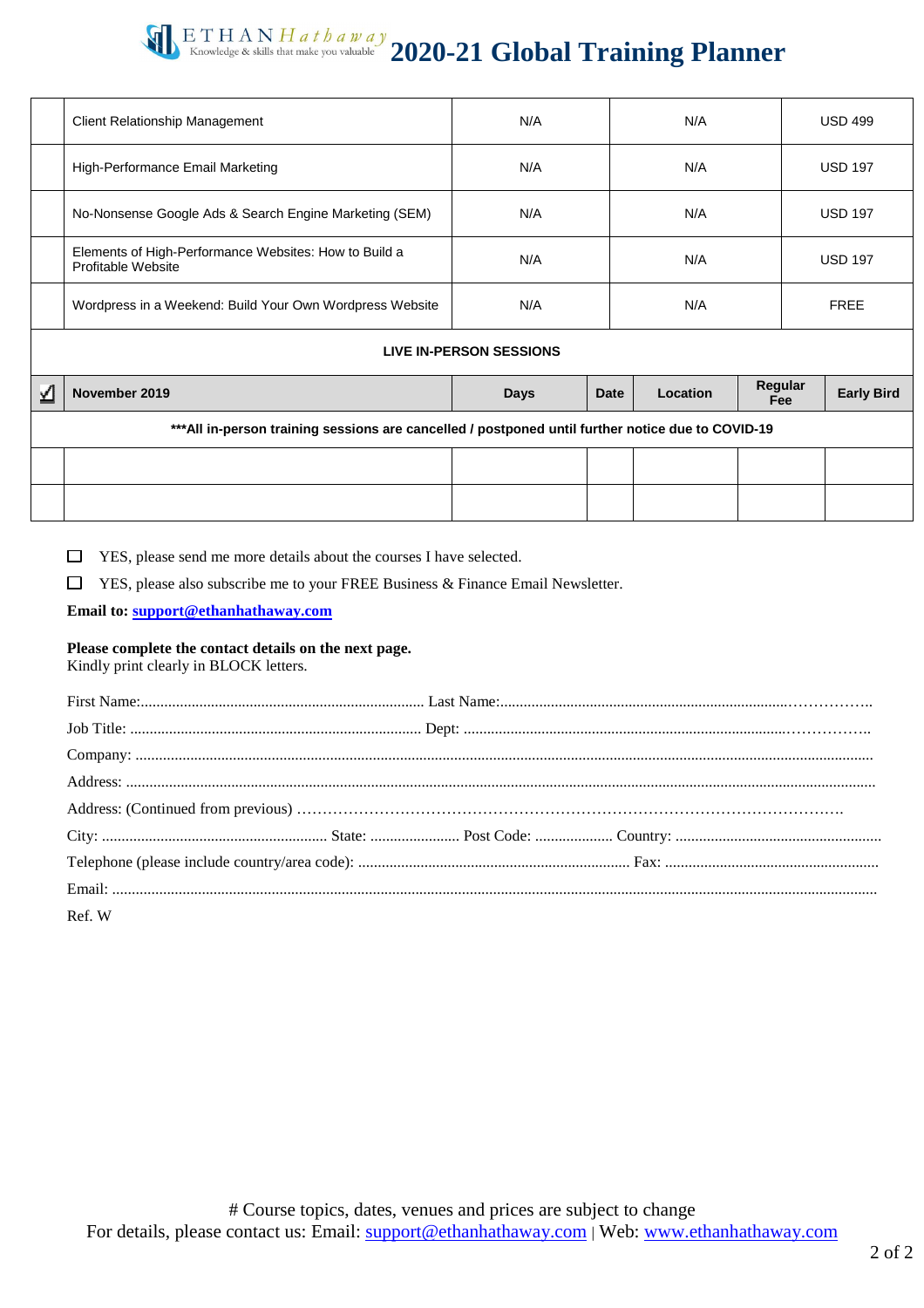# 2020-21 Global Training Planner

| | | | | |
|---|---|---|---|---|
| | Client Relationship Management | N/A | N/A | USD 499 |
| | High-Performance Email Marketing | N/A | N/A | USD 197 |
| | No-Nonsense Google Ads & Search Engine Marketing (SEM) | N/A | N/A | USD 197 |
| | Elements of High-Performance Websites: How to Build a Profitable Website | N/A | N/A | USD 197 |
| | Wordpress in a Weekend: Build Your Own Wordpress Website | N/A | N/A | FREE |

**LIVE IN-PERSON SESSIONS**

| ☑ | November 2019 | Days | Date | Location | Regular Fee | Early Bird |
|---|---|---|---|---|---|---|
| ***All in-person training sessions are cancelled / postponed until further notice due to COVID-19 | | | | | | |
| | | | | | | |
| | | | | | | |

☐ YES, please send me more details about the courses I have selected.

☐ YES, please also subscribe me to your FREE Business & Finance Email Newsletter.

**Email to: support@ethanhathaway.com**

**Please complete the contact details on the next page.**
Kindly print clearly in BLOCK letters.

First Name:........................................................................ Last Name:..........................................................................……………..

Job Title: .......................................................................... Dept: .....................................................................................……………..

Company: ..........................................................................................................................................................................................

Address: ..............................................................................................................................................................................................

Address: (Continued from previous) ……………………………………………………………………………………….

City: .......................................................... State: ....................... Post Code: .................... Country: ....................................................

Telephone (please include country/area code): ..................................................................... Fax: .......................................................

Email: ..................................................................................................................................................................................................

Ref. W

# Course topics, dates, venues and prices are subject to change

For details, please contact us: Email: support@ethanhathaway.com | Web: www.ethanhathaway.com